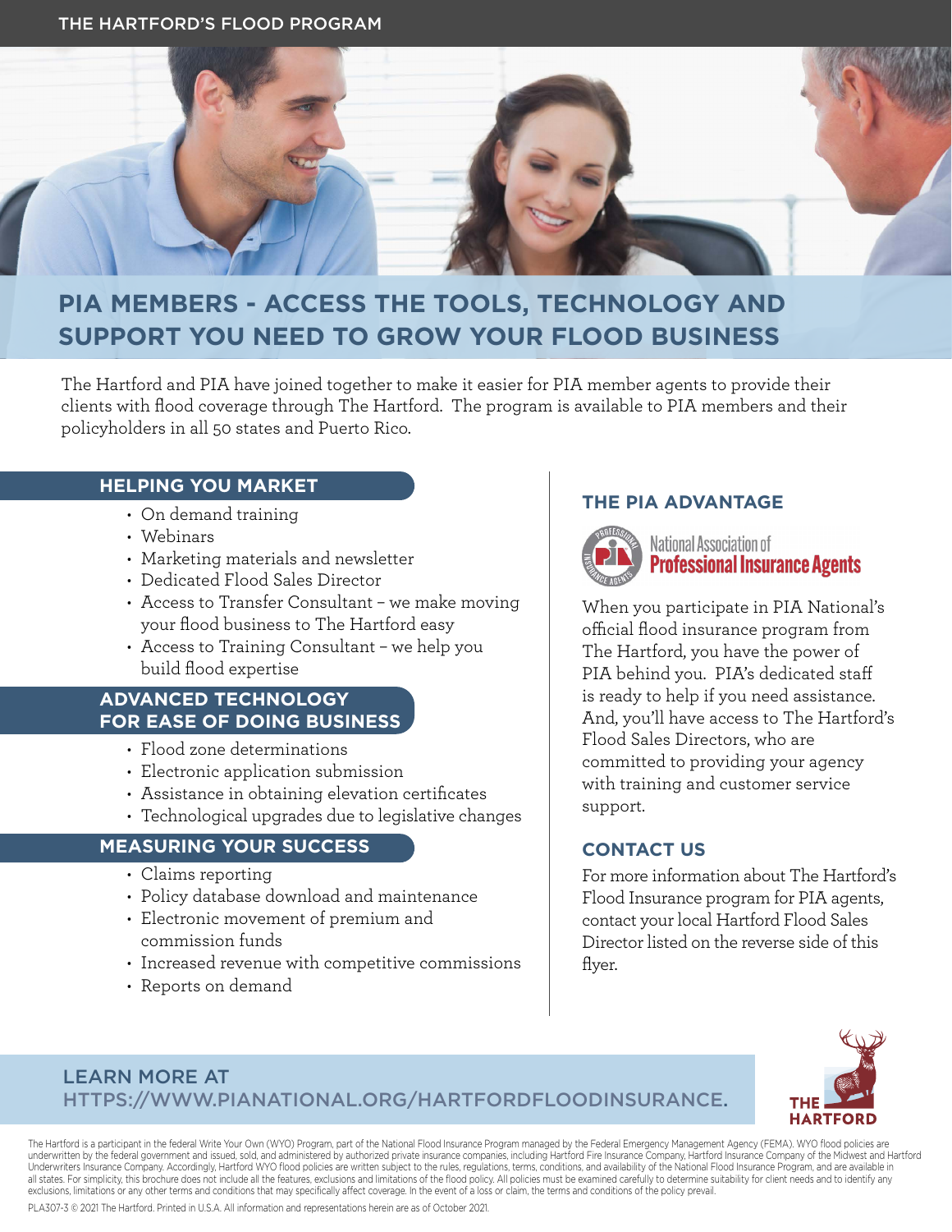THE HARTFORD'S FLOOD PROGRAM

# PIA MEMBERS - ACCESS THE TOOLS, TECHNOLOGY AND SUPPORT YOU NEED TO GROW YOUR FLOOD BUSINESS

The Hartford and PIA have joined together to make it easier for PIA member agents to provide their clients with flood coverage through The Hartford. The program is available to PIA members and their policyholders in all 50 states and Puerto Rico.

## HELPING YOU MARKET

- On demand training
- Webinars
- Marketing materials and newsletter
- Dedicated Flood Sales Director
- Access to Transfer Consultant – we make moving your flood business to The Hartford easy
- Access to Training Consultant – we help you build flood expertise

## ADVANCED TECHNOLOGY FOR EASE OF DOING BUSINESS

- Flood zone determinations
- Electronic application submission
- Assistance in obtaining elevation certificates
- Technological upgrades due to legislative changes

## MEASURING YOUR SUCCESS

- Claims reporting
- Policy database download and maintenance
- Electronic movement of premium and commission funds
- Increased revenue with competitive commissions
- Reports on demand

## THE PIA ADVANTAGE

National Association of **Professional Insurance Agents**

When you participate in PIA National's official flood insurance program from The Hartford, you have the power of PIA behind you. PIA's dedicated staff is ready to help if you need assistance. And, you'll have access to The Hartford's Flood Sales Directors, who are committed to providing your agency with training and customer service support.

## CONTACT US

For more information about The Hartford's Flood Insurance program for PIA agents, contact your local Hartford Flood Sales Director listed on the reverse side of this flyer.

## LEARN MORE AT HTTPS://WWW.PIANATIONAL.ORG/HARTFORDFLOODINSURANCE.

THE HARTFORD

The Hartford is a participant in the federal Write Your Own (WYO) Program, part of the National Flood Insurance Program managed by the Federal Emergency Management Agency (FEMA). WYO flood policies are underwritten by the federal government and issued, sold, and administered by authorized private insurance companies, including Hartford Fire Insurance Company, Hartford Insurance Company of the Midwest and Hartford Underwriters Insurance Company. Accordingly, Hartford WYO flood policies are written subject to the rules, regulations, terms, conditions, and availability of the National Flood Insurance Program, and are available in all states. For simplicity, this brochure does not include all the features, exclusions and limitations of the flood policy. All policies must be examined carefully to determine suitability for client needs and to identify any exclusions, limitations or any other terms and conditions that may specifically affect coverage. In the event of a loss or claim, the terms and conditions of the policy prevail.

PLA307-3 © 2021 The Hartford. Printed in U.S.A. All information and representations herein are as of October 2021.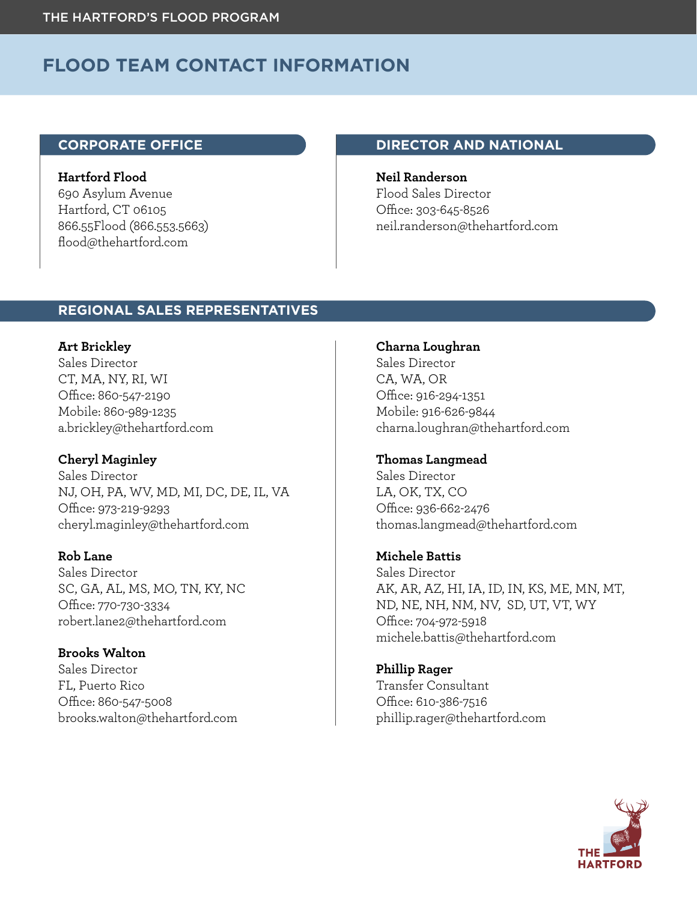# FLOOD TEAM CONTACT INFORMATION

## CORPORATE OFFICE

**Hartford Flood**
690 Asylum Avenue
Hartford, CT 06105
866.55Flood (866.553.5663)
flood@thehartford.com

## DIRECTOR AND NATIONAL

**Neil Randerson**
Flood Sales Director
Office: 303-645-8526
neil.randerson@thehartford.com

## REGIONAL SALES REPRESENTATIVES

**Art Brickley**
Sales Director
CT, MA, NY, RI, WI
Office: 860-547-2190
Mobile: 860-989-1235
a.brickley@thehartford.com

**Cheryl Maginley**
Sales Director
NJ, OH, PA, WV, MD, MI, DC, DE, IL, VA
Office: 973-219-9293
cheryl.maginley@thehartford.com

**Rob Lane**
Sales Director
SC, GA, AL, MS, MO, TN, KY, NC
Office: 770-730-3334
robert.lane2@thehartford.com

**Brooks Walton**
Sales Director
FL, Puerto Rico
Office: 860-547-5008
brooks.walton@thehartford.com

**Charna Loughran**
Sales Director
CA, WA, OR
Office: 916-294-1351
Mobile: 916-626-9844
charna.loughran@thehartford.com

**Thomas Langmead**
Sales Director
LA, OK, TX, CO
Office: 936-662-2476
thomas.langmead@thehartford.com

**Michele Battis**
Sales Director
AK, AR, AZ, HI, IA, ID, IN, KS, ME, MN, MT, ND, NE, NH, NM, NV, SD, UT, VT, WY
Office: 704-972-5918
michele.battis@thehartford.com

**Phillip Rager**
Transfer Consultant
Office: 610-386-7516
phillip.rager@thehartford.com

THE HARTFORD